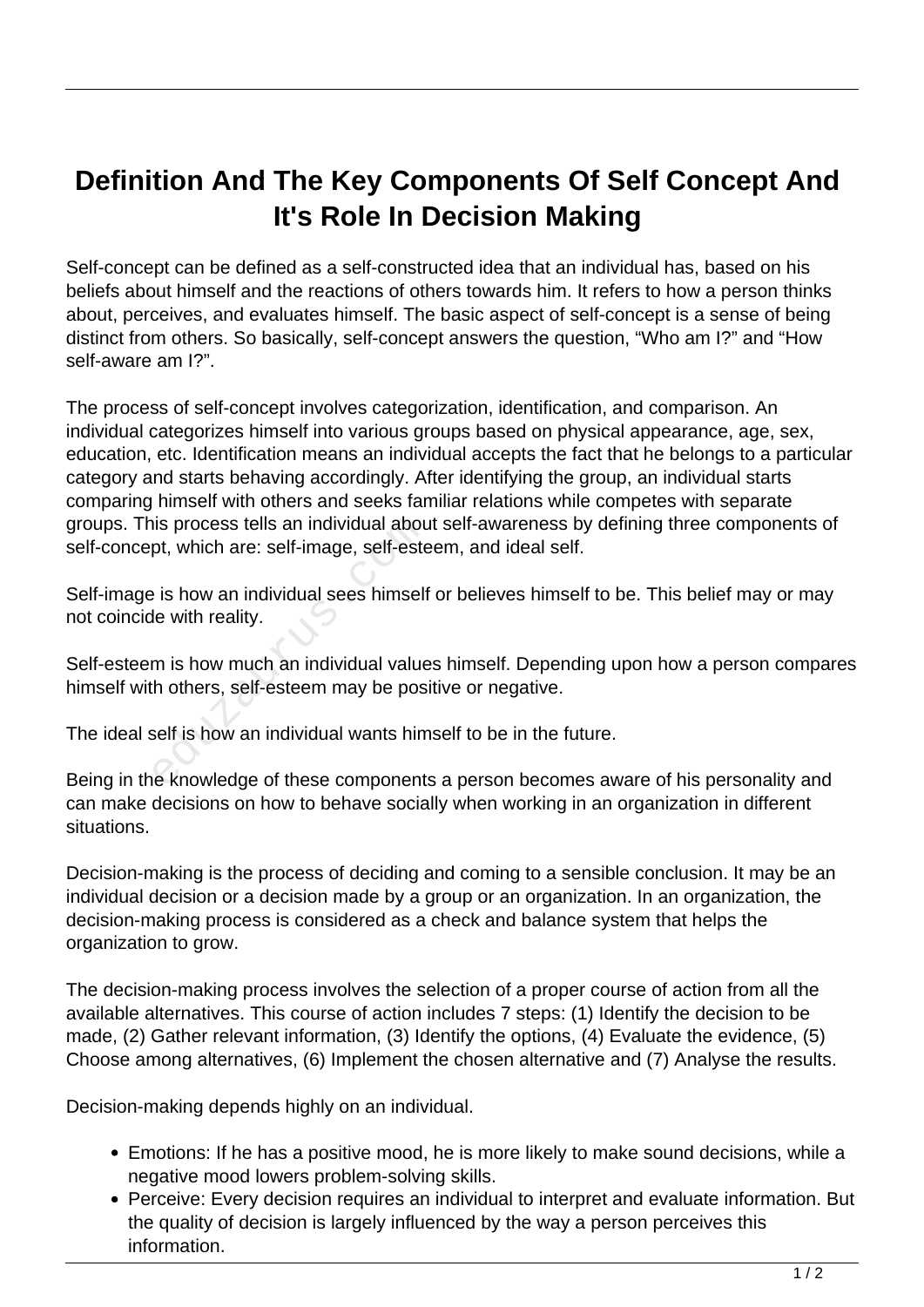# Definition And The Key Components Of Self Concept And It's Role In Decision Making

Self-concept can be defined as a self-constructed idea that an individual has, based on his beliefs about himself and the reactions of others towards him. It refers to how a person thinks about, perceives, and evaluates himself. The basic aspect of self-concept is a sense of being distinct from others. So basically, self-concept answers the question, "Who am I?" and "How self-aware am I?".

The process of self-concept involves categorization, identification, and comparison. An individual categorizes himself into various groups based on physical appearance, age, sex, education, etc. Identification means an individual accepts the fact that he belongs to a particular category and starts behaving accordingly. After identifying the group, an individual starts comparing himself with others and seeks familiar relations while competes with separate groups. This process tells an individual about self-awareness by defining three components of self-concept, which are: self-image, self-esteem, and ideal self.

Self-image is how an individual sees himself or believes himself to be. This belief may or may not coincide with reality.

Self-esteem is how much an individual values himself. Depending upon how a person compares himself with others, self-esteem may be positive or negative.

The ideal self is how an individual wants himself to be in the future.

Being in the knowledge of these components a person becomes aware of his personality and can make decisions on how to behave socially when working in an organization in different situations.

Decision-making is the process of deciding and coming to a sensible conclusion. It may be an individual decision or a decision made by a group or an organization. In an organization, the decision-making process is considered as a check and balance system that helps the organization to grow.

The decision-making process involves the selection of a proper course of action from all the available alternatives. This course of action includes 7 steps: (1) Identify the decision to be made, (2) Gather relevant information, (3) Identify the options, (4) Evaluate the evidence, (5) Choose among alternatives, (6) Implement the chosen alternative and (7) Analyse the results.

Decision-making depends highly on an individual.

- Emotions: If he has a positive mood, he is more likely to make sound decisions, while a negative mood lowers problem-solving skills.
- Perceive: Every decision requires an individual to interpret and evaluate information. But the quality of decision is largely influenced by the way a person perceives this information.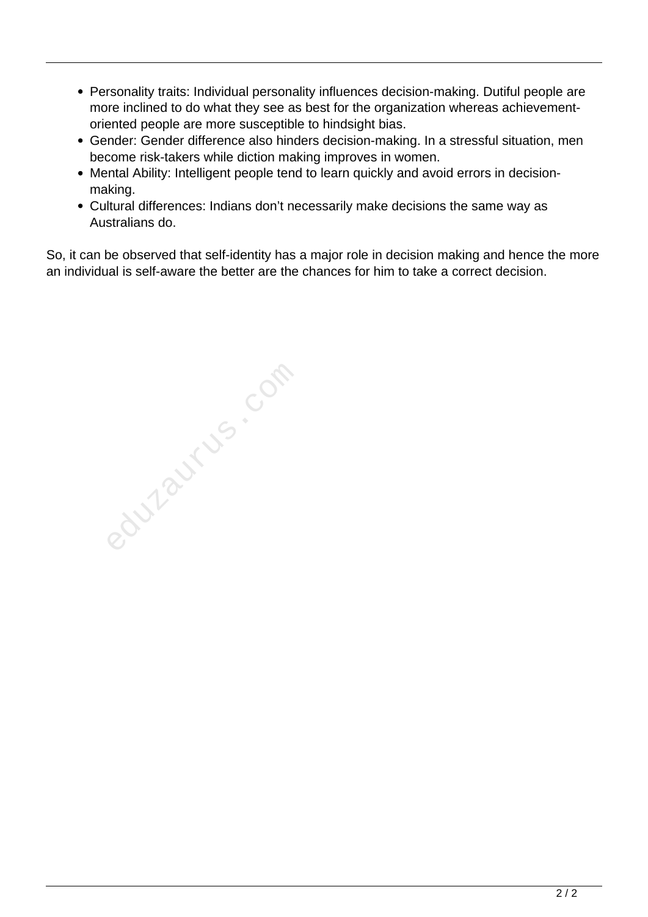- Personality traits: Individual personality influences decision-making. Dutiful people are more inclined to do what they see as best for the organization whereas achievement-oriented people are more susceptible to hindsight bias.
- Gender: Gender difference also hinders decision-making. In a stressful situation, men become risk-takers while diction making improves in women.
- Mental Ability: Intelligent people tend to learn quickly and avoid errors in decision-making.
- Cultural differences: Indians don't necessarily make decisions the same way as Australians do.

So, it can be observed that self-identity has a major role in decision making and hence the more an individual is self-aware the better are the chances for him to take a correct decision.